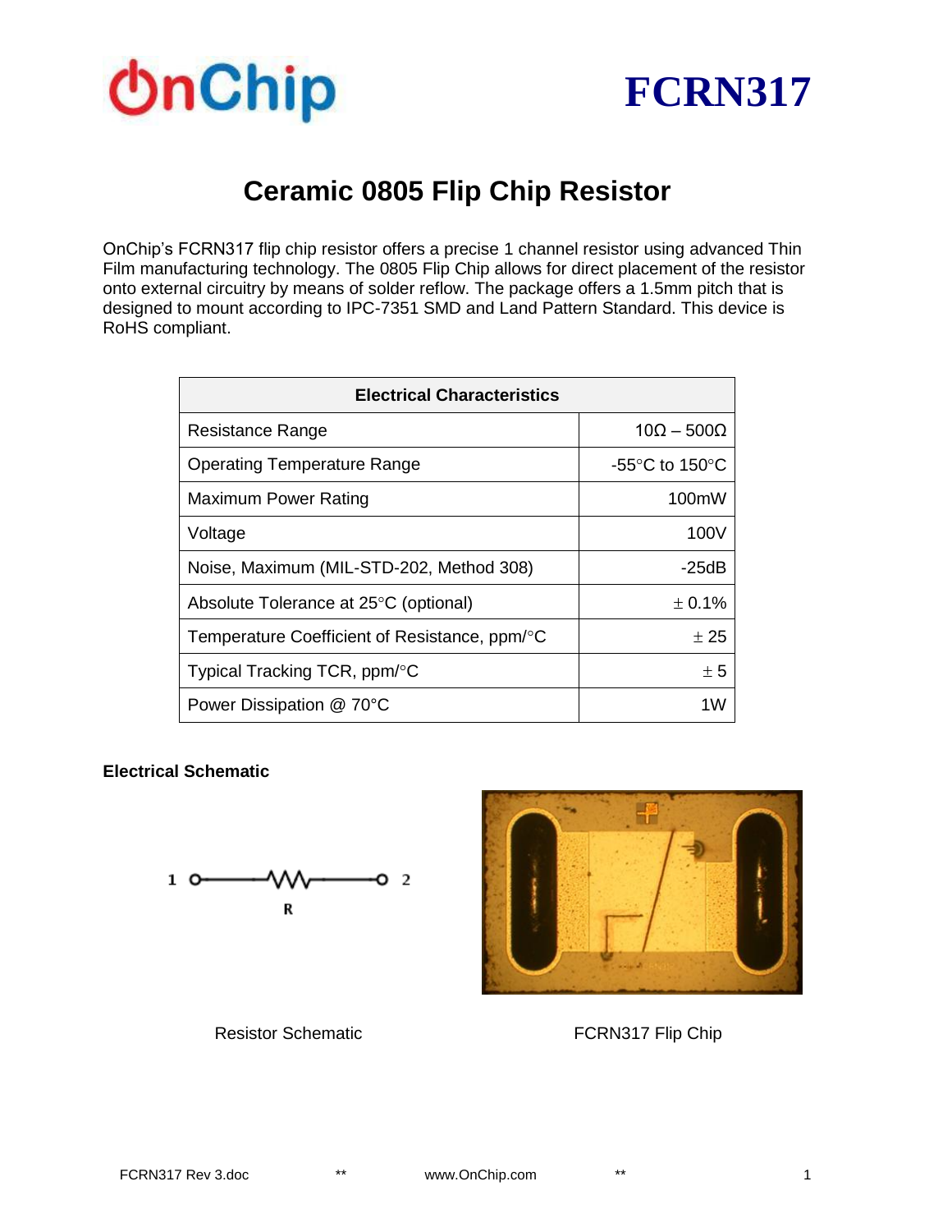# FCRN317

## Ceramic 0805 Flip Chip Resistor

OnChip's FCRN317 flip chip resistor offers a precise 1 channel resistor using advanced Thin Film manufacturing technology. The 0805 Flip Chip allows for direct placement of the resistor onto external circuitry by means of solder reflow. The package offers a 1.5mm pitch that is designed to mount according to IPC-7351 SMD and Land Pattern Standard. This device is RoHS compliant.

| Electrical Characteristics | |
|---|---|
| Resistance Range | 10Ω – 500Ω |
| Operating Temperature Range | -55°C to 150°C |
| Maximum Power Rating | 100mW |
| Voltage | 100V |
| Noise, Maximum (MIL-STD-202, Method 308) | -25dB |
| Absolute Tolerance at 25°C (optional) | ± 0.1% |
| Temperature Coefficient of Resistance, ppm/°C | ± 25 |
| Typical Tracking TCR, ppm/°C | ± 5 |
| Power Dissipation @ 70°C | 1W |

**Electrical Schematic**

Resistor Schematic

FCRN317 Flip Chip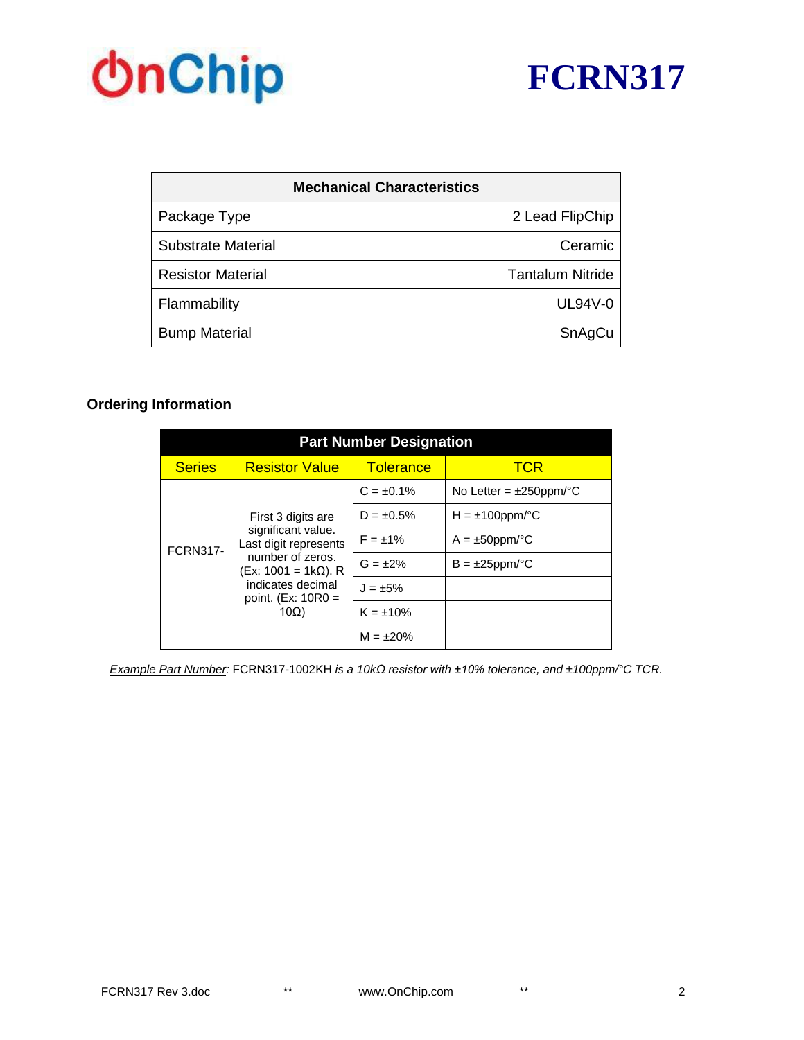# FCRN317

| Mechanical Characteristics | |
|---|---|
| Package Type | 2 Lead FlipChip |
| Substrate Material | Ceramic |
| Resistor Material | Tantalum Nitride |
| Flammability | UL94V-0 |
| Bump Material | SnAgCu |

### Ordering Information

| Part Number Designation | | | |
|---|---|---|---|
| **Series** | **Resistor Value** | **Tolerance** | **TCR** |
| FCRN317- | First 3 digits are significant value. Last digit represents number of zeros. (Ex: 1001 = 1kΩ). R indicates decimal point. (Ex: 10R0 = 10Ω) | C = ±0.1% | No Letter = ±250ppm/°C |
| | | D = ±0.5% | H = ±100ppm/°C |
| | | F = ±1% | A = ±50ppm/°C |
| | | G = ±2% | B = ±25ppm/°C |
| | | J = ±5% | |
| | | K = ±10% | |
| | | M = ±20% | |

*Example Part Number:* FCRN317-1002KH *is a 10kΩ resistor with ±10% tolerance, and ±100ppm/°C TCR.*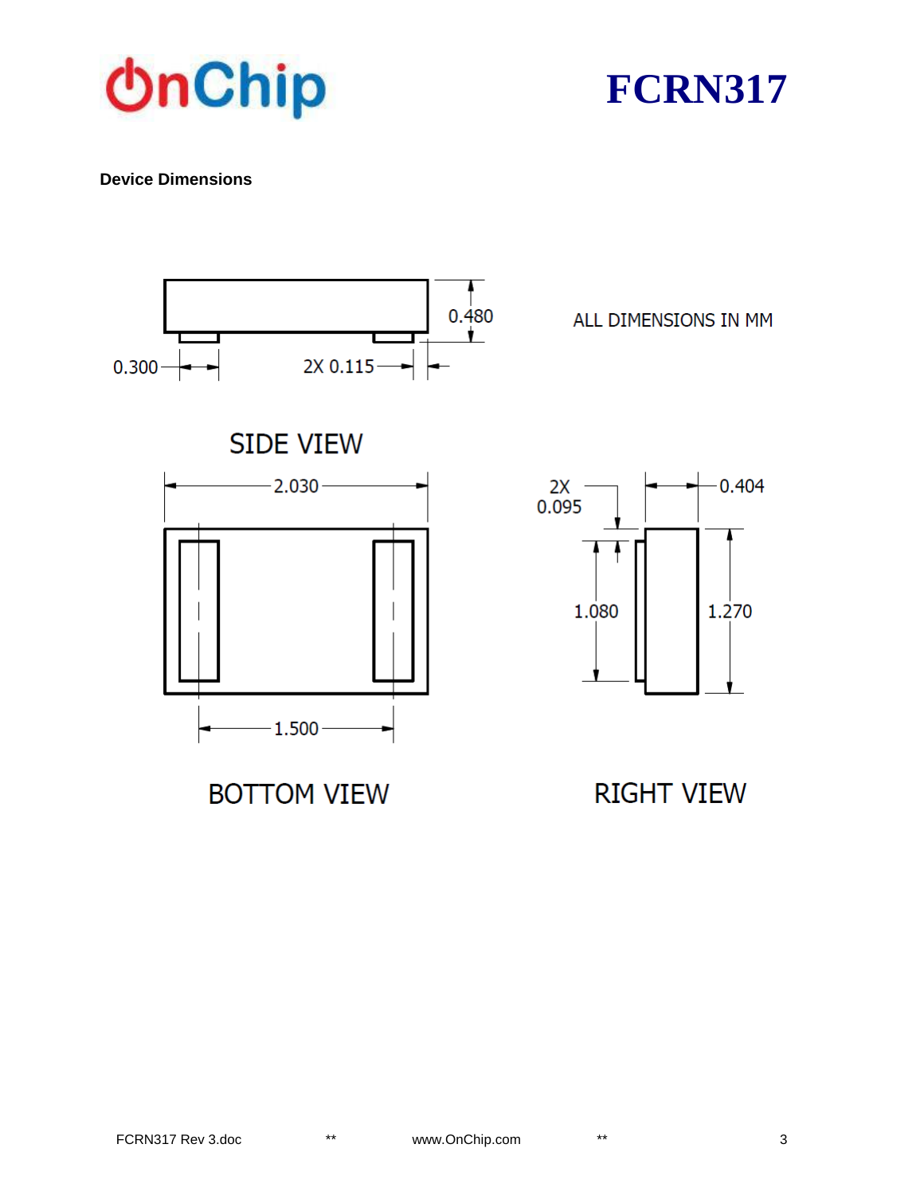FCRN317

**Device Dimensions**

0.480

0.300

2X 0.115

ALL DIMENSIONS IN MM

SIDE VIEW

2.030

1.500

BOTTOM VIEW

2X
0.095

0.404

1.080

1.270

RIGHT VIEW